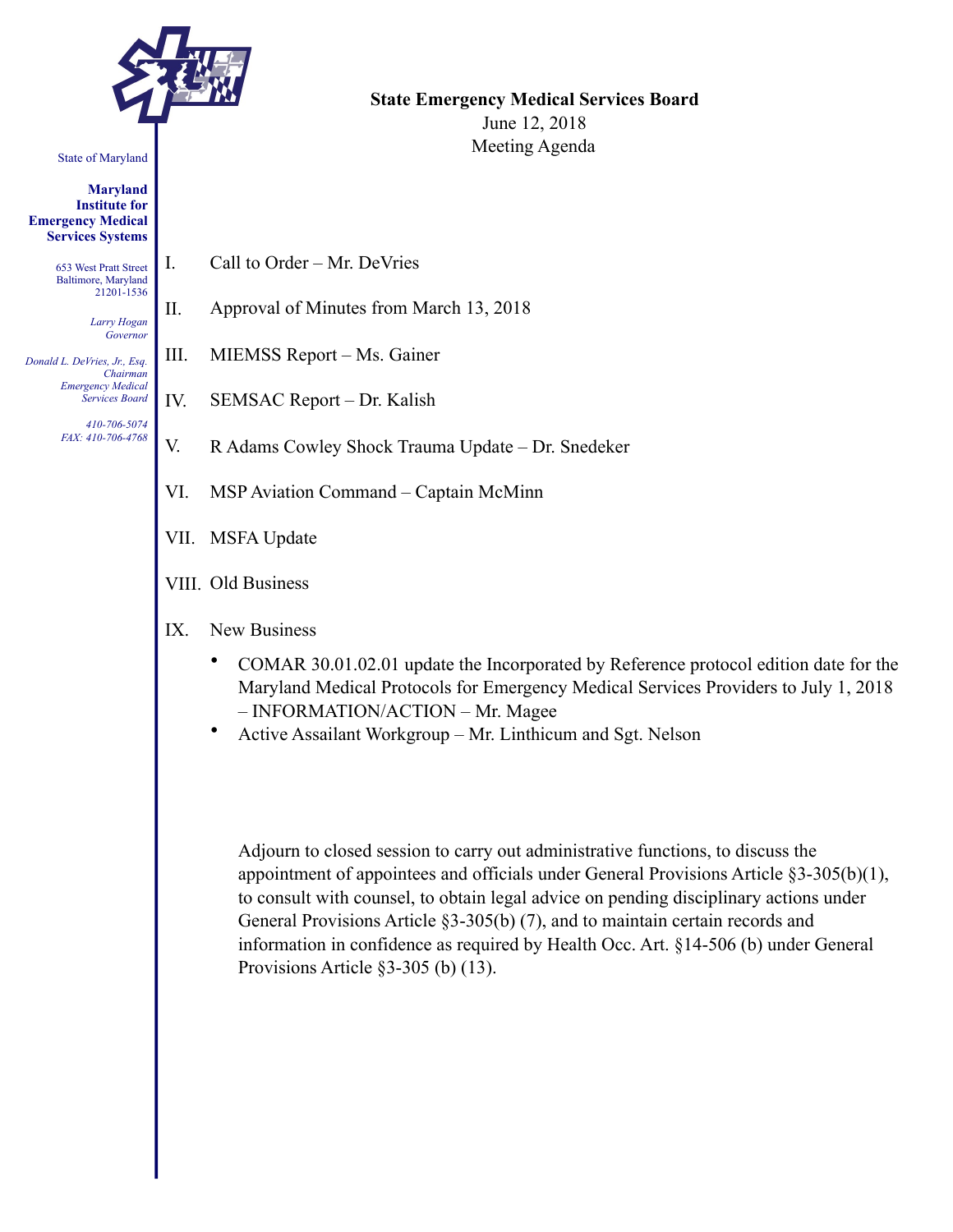State of Maryland

**Maryland Institute for Emergency Medical Services Systems**

653 West Pratt Street
Baltimore, Maryland
21201-1536

*Larry Hogan*
*Governor*

*Donald L. DeVries, Jr., Esq.*
*Chairman*
*Emergency Medical Services Board*

*410-706-5074*
*FAX: 410-706-4768*

**State Emergency Medical Services Board**

June 12, 2018

Meeting Agenda

I. Call to Order – Mr. DeVries

II. Approval of Minutes from March 13, 2018

III. MIEMSS Report – Ms. Gainer

IV. SEMSAC Report – Dr. Kalish

V. R Adams Cowley Shock Trauma Update – Dr. Snedeker

VI. MSP Aviation Command – Captain McMinn

VII. MSFA Update

VIII. Old Business

IX. New Business

- COMAR 30.01.02.01 update the Incorporated by Reference protocol edition date for the Maryland Medical Protocols for Emergency Medical Services Providers to July 1, 2018 – INFORMATION/ACTION – Mr. Magee
- Active Assailant Workgroup – Mr. Linthicum and Sgt. Nelson

Adjourn to closed session to carry out administrative functions, to discuss the appointment of appointees and officials under General Provisions Article §3-305(b)(1), to consult with counsel, to obtain legal advice on pending disciplinary actions under General Provisions Article §3-305(b) (7), and to maintain certain records and information in confidence as required by Health Occ. Art. §14-506 (b) under General Provisions Article §3-305 (b) (13).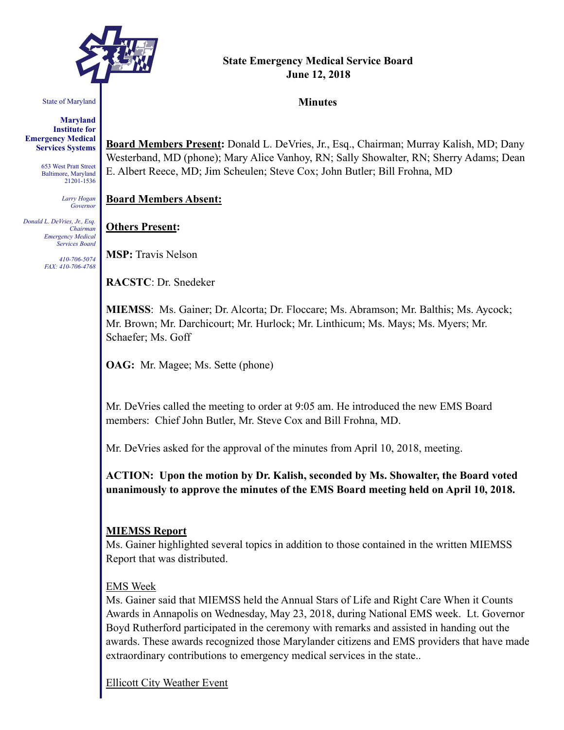State of Maryland

**Maryland Institute for Emergency Medical Services Systems**

653 West Pratt Street
Baltimore, Maryland
21201-1536

*Larry Hogan*
*Governor*

*Donald L. DeVries, Jr., Esq.*
*Chairman*
*Emergency Medical Services Board*

*410-706-5074*
*FAX: 410-706-4768*

**State Emergency Medical Service Board**
**June 12, 2018**

**Minutes**

**Board Members Present:** Donald L. DeVries, Jr., Esq., Chairman; Murray Kalish, MD; Dany Westerband, MD (phone); Mary Alice Vanhoy, RN; Sally Showalter, RN; Sherry Adams; Dean E. Albert Reece, MD; Jim Scheulen; Steve Cox; John Butler; Bill Frohna, MD

**Board Members Absent:**

**Others Present:**

**MSP:** Travis Nelson

**RACSTC**: Dr. Snedeker

**MIEMSS**: Ms. Gainer; Dr. Alcorta; Dr. Floccare; Ms. Abramson; Mr. Balthis; Ms. Aycock; Mr. Brown; Mr. Darchicourt; Mr. Hurlock; Mr. Linthicum; Ms. Mays; Ms. Myers; Mr. Schaefer; Ms. Goff

**OAG:** Mr. Magee; Ms. Sette (phone)

Mr. DeVries called the meeting to order at 9:05 am. He introduced the new EMS Board members: Chief John Butler, Mr. Steve Cox and Bill Frohna, MD.

Mr. DeVries asked for the approval of the minutes from April 10, 2018, meeting.

**ACTION: Upon the motion by Dr. Kalish, seconded by Ms. Showalter, the Board voted unanimously to approve the minutes of the EMS Board meeting held on April 10, 2018.**

## MIEMSS Report

Ms. Gainer highlighted several topics in addition to those contained in the written MIEMSS Report that was distributed.

### EMS Week

Ms. Gainer said that MIEMSS held the Annual Stars of Life and Right Care When it Counts Awards in Annapolis on Wednesday, May 23, 2018, during National EMS week. Lt. Governor Boyd Rutherford participated in the ceremony with remarks and assisted in handing out the awards. These awards recognized those Marylander citizens and EMS providers that have made extraordinary contributions to emergency medical services in the state..

### Ellicott City Weather Event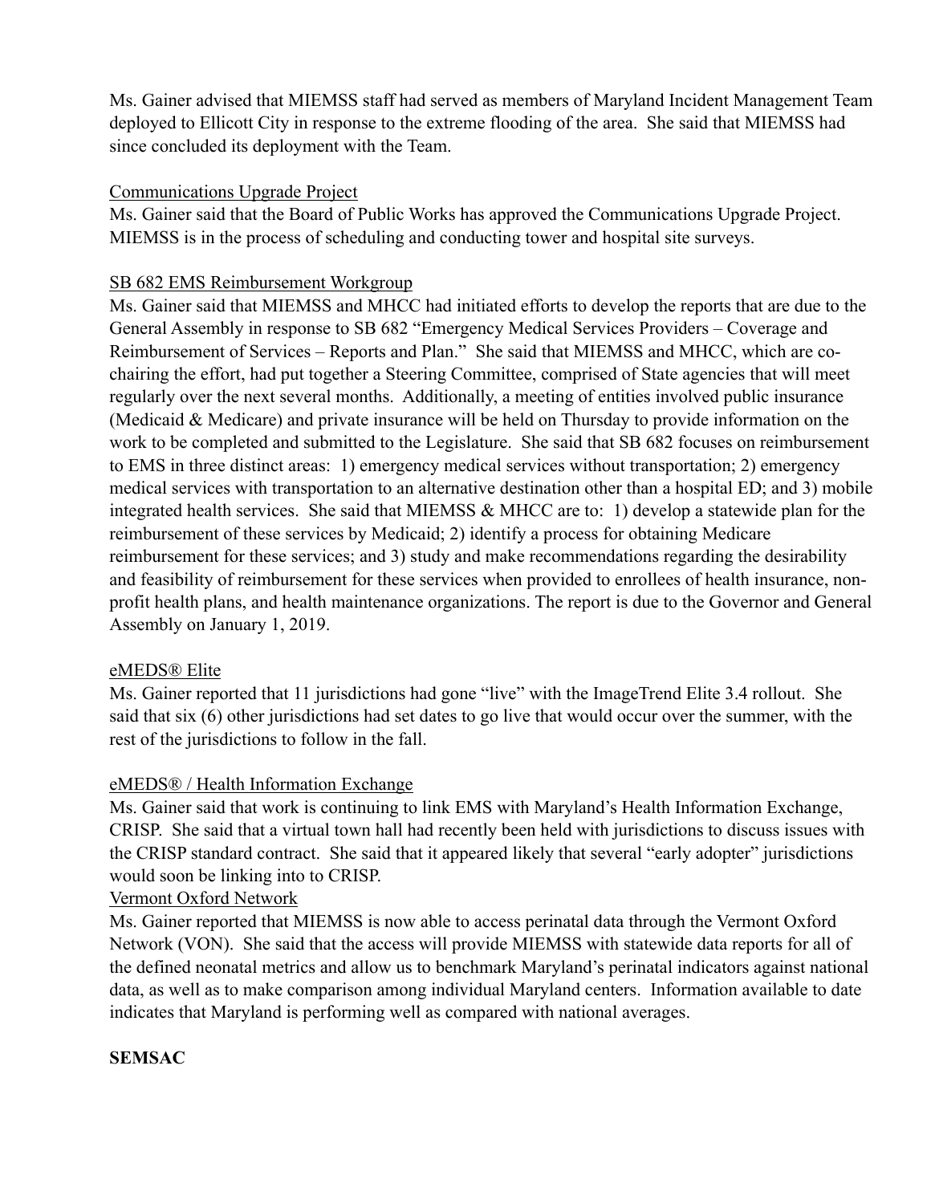Ms. Gainer advised that MIEMSS staff had served as members of Maryland Incident Management Team deployed to Ellicott City in response to the extreme flooding of the area. She said that MIEMSS had since concluded its deployment with the Team.

<u>Communications Upgrade Project</u>

Ms. Gainer said that the Board of Public Works has approved the Communications Upgrade Project. MIEMSS is in the process of scheduling and conducting tower and hospital site surveys.

<u>SB 682 EMS Reimbursement Workgroup</u>

Ms. Gainer said that MIEMSS and MHCC had initiated efforts to develop the reports that are due to the General Assembly in response to SB 682 "Emergency Medical Services Providers – Coverage and Reimbursement of Services – Reports and Plan." She said that MIEMSS and MHCC, which are co-chairing the effort, had put together a Steering Committee, comprised of State agencies that will meet regularly over the next several months. Additionally, a meeting of entities involved public insurance (Medicaid & Medicare) and private insurance will be held on Thursday to provide information on the work to be completed and submitted to the Legislature. She said that SB 682 focuses on reimbursement to EMS in three distinct areas: 1) emergency medical services without transportation; 2) emergency medical services with transportation to an alternative destination other than a hospital ED; and 3) mobile integrated health services. She said that MIEMSS & MHCC are to: 1) develop a statewide plan for the reimbursement of these services by Medicaid; 2) identify a process for obtaining Medicare reimbursement for these services; and 3) study and make recommendations regarding the desirability and feasibility of reimbursement for these services when provided to enrollees of health insurance, non-profit health plans, and health maintenance organizations. The report is due to the Governor and General Assembly on January 1, 2019.

<u>eMEDS® Elite</u>

Ms. Gainer reported that 11 jurisdictions had gone "live" with the ImageTrend Elite 3.4 rollout. She said that six (6) other jurisdictions had set dates to go live that would occur over the summer, with the rest of the jurisdictions to follow in the fall.

<u>eMEDS® / Health Information Exchange</u>

Ms. Gainer said that work is continuing to link EMS with Maryland's Health Information Exchange, CRISP. She said that a virtual town hall had recently been held with jurisdictions to discuss issues with the CRISP standard contract. She said that it appeared likely that several "early adopter" jurisdictions would soon be linking into to CRISP.

<u>Vermont Oxford Network</u>

Ms. Gainer reported that MIEMSS is now able to access perinatal data through the Vermont Oxford Network (VON). She said that the access will provide MIEMSS with statewide data reports for all of the defined neonatal metrics and allow us to benchmark Maryland's perinatal indicators against national data, as well as to make comparison among individual Maryland centers. Information available to date indicates that Maryland is performing well as compared with national averages.

**SEMSAC**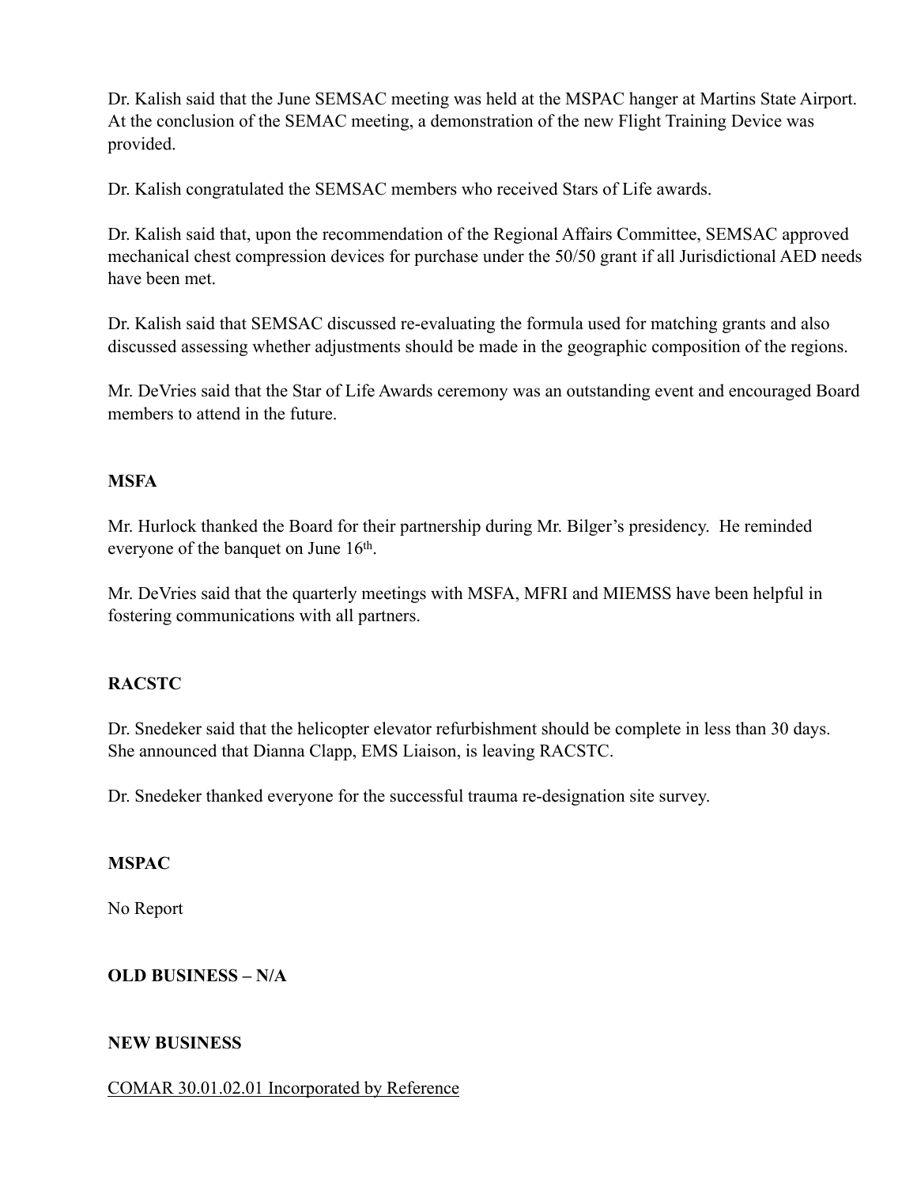Dr. Kalish said that the June SEMSAC meeting was held at the MSPAC hanger at Martins State Airport. At the conclusion of the SEMAC meeting, a demonstration of the new Flight Training Device was provided.

Dr. Kalish congratulated the SEMSAC members who received Stars of Life awards.

Dr. Kalish said that, upon the recommendation of the Regional Affairs Committee, SEMSAC approved mechanical chest compression devices for purchase under the 50/50 grant if all Jurisdictional AED needs have been met.

Dr. Kalish said that SEMSAC discussed re-evaluating the formula used for matching grants and also discussed assessing whether adjustments should be made in the geographic composition of the regions.

Mr. DeVries said that the Star of Life Awards ceremony was an outstanding event and encouraged Board members to attend in the future.

**MSFA**

Mr. Hurlock thanked the Board for their partnership during Mr. Bilger's presidency. He reminded everyone of the banquet on June 16th.

Mr. DeVries said that the quarterly meetings with MSFA, MFRI and MIEMSS have been helpful in fostering communications with all partners.

**RACSTC**

Dr. Snedeker said that the helicopter elevator refurbishment should be complete in less than 30 days. She announced that Dianna Clapp, EMS Liaison, is leaving RACSTC.

Dr. Snedeker thanked everyone for the successful trauma re-designation site survey.

**MSPAC**

No Report

**OLD BUSINESS – N/A**

**NEW BUSINESS**

COMAR 30.01.02.01 Incorporated by Reference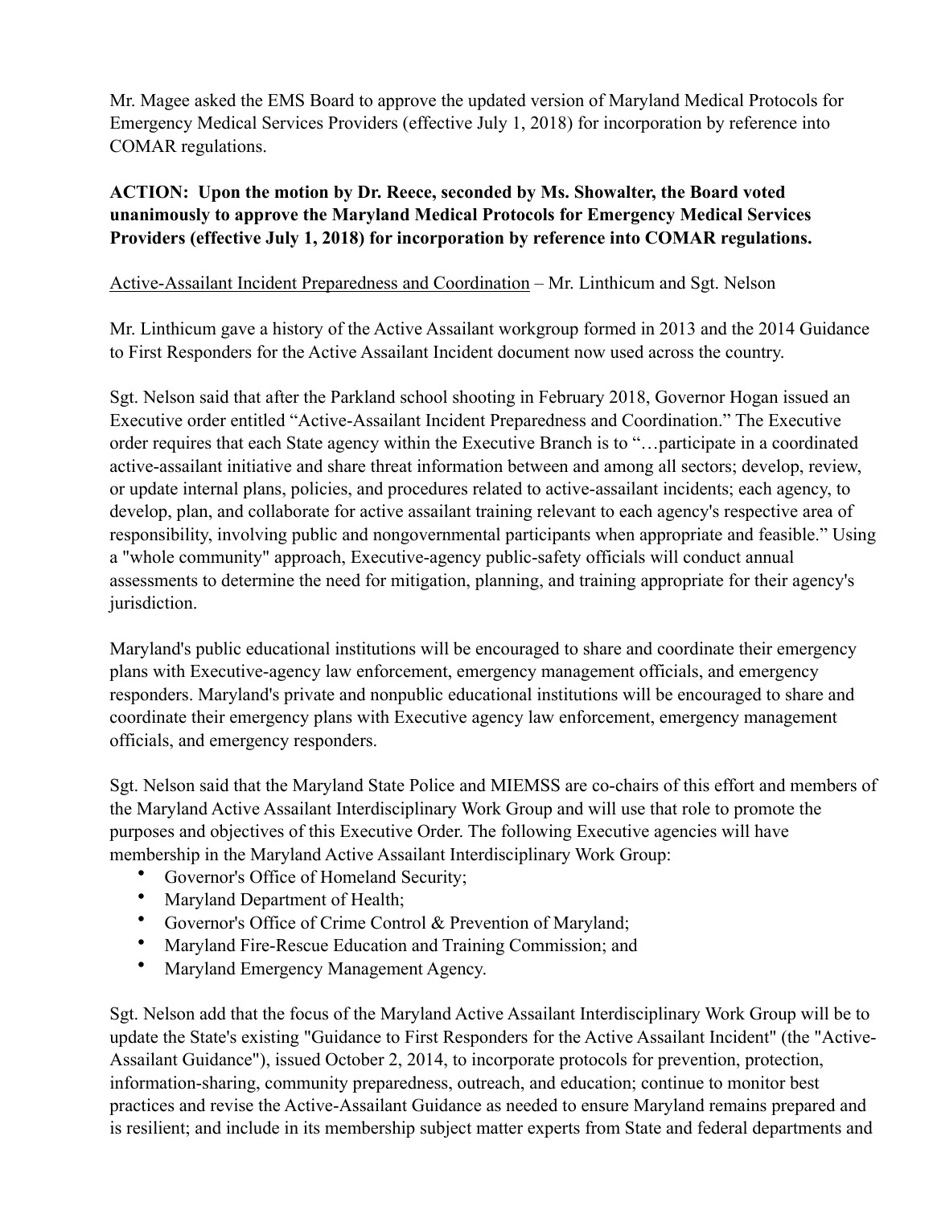Mr. Magee asked the EMS Board to approve the updated version of Maryland Medical Protocols for Emergency Medical Services Providers (effective July 1, 2018) for incorporation by reference into COMAR regulations.

**ACTION: Upon the motion by Dr. Reece, seconded by Ms. Showalter, the Board voted unanimously to approve the Maryland Medical Protocols for Emergency Medical Services Providers (effective July 1, 2018) for incorporation by reference into COMAR regulations.**

<u>Active-Assailant Incident Preparedness and Coordination</u> – Mr. Linthicum and Sgt. Nelson

Mr. Linthicum gave a history of the Active Assailant workgroup formed in 2013 and the 2014 Guidance to First Responders for the Active Assailant Incident document now used across the country.

Sgt. Nelson said that after the Parkland school shooting in February 2018, Governor Hogan issued an Executive order entitled "Active-Assailant Incident Preparedness and Coordination." The Executive order requires that each State agency within the Executive Branch is to "…participate in a coordinated active-assailant initiative and share threat information between and among all sectors; develop, review, or update internal plans, policies, and procedures related to active-assailant incidents; each agency, to develop, plan, and collaborate for active assailant training relevant to each agency's respective area of responsibility, involving public and nongovernmental participants when appropriate and feasible." Using a "whole community" approach, Executive-agency public-safety officials will conduct annual assessments to determine the need for mitigation, planning, and training appropriate for their agency's jurisdiction.

Maryland's public educational institutions will be encouraged to share and coordinate their emergency plans with Executive-agency law enforcement, emergency management officials, and emergency responders. Maryland's private and nonpublic educational institutions will be encouraged to share and coordinate their emergency plans with Executive agency law enforcement, emergency management officials, and emergency responders.

Sgt. Nelson said that the Maryland State Police and MIEMSS are co-chairs of this effort and members of the Maryland Active Assailant Interdisciplinary Work Group and will use that role to promote the purposes and objectives of this Executive Order. The following Executive agencies will have membership in the Maryland Active Assailant Interdisciplinary Work Group:

- Governor's Office of Homeland Security;
- Maryland Department of Health;
- Governor's Office of Crime Control & Prevention of Maryland;
- Maryland Fire-Rescue Education and Training Commission; and
- Maryland Emergency Management Agency.

Sgt. Nelson add that the focus of the Maryland Active Assailant Interdisciplinary Work Group will be to update the State's existing "Guidance to First Responders for the Active Assailant Incident" (the "Active-Assailant Guidance"), issued October 2, 2014, to incorporate protocols for prevention, protection, information-sharing, community preparedness, outreach, and education; continue to monitor best practices and revise the Active-Assailant Guidance as needed to ensure Maryland remains prepared and is resilient; and include in its membership subject matter experts from State and federal departments and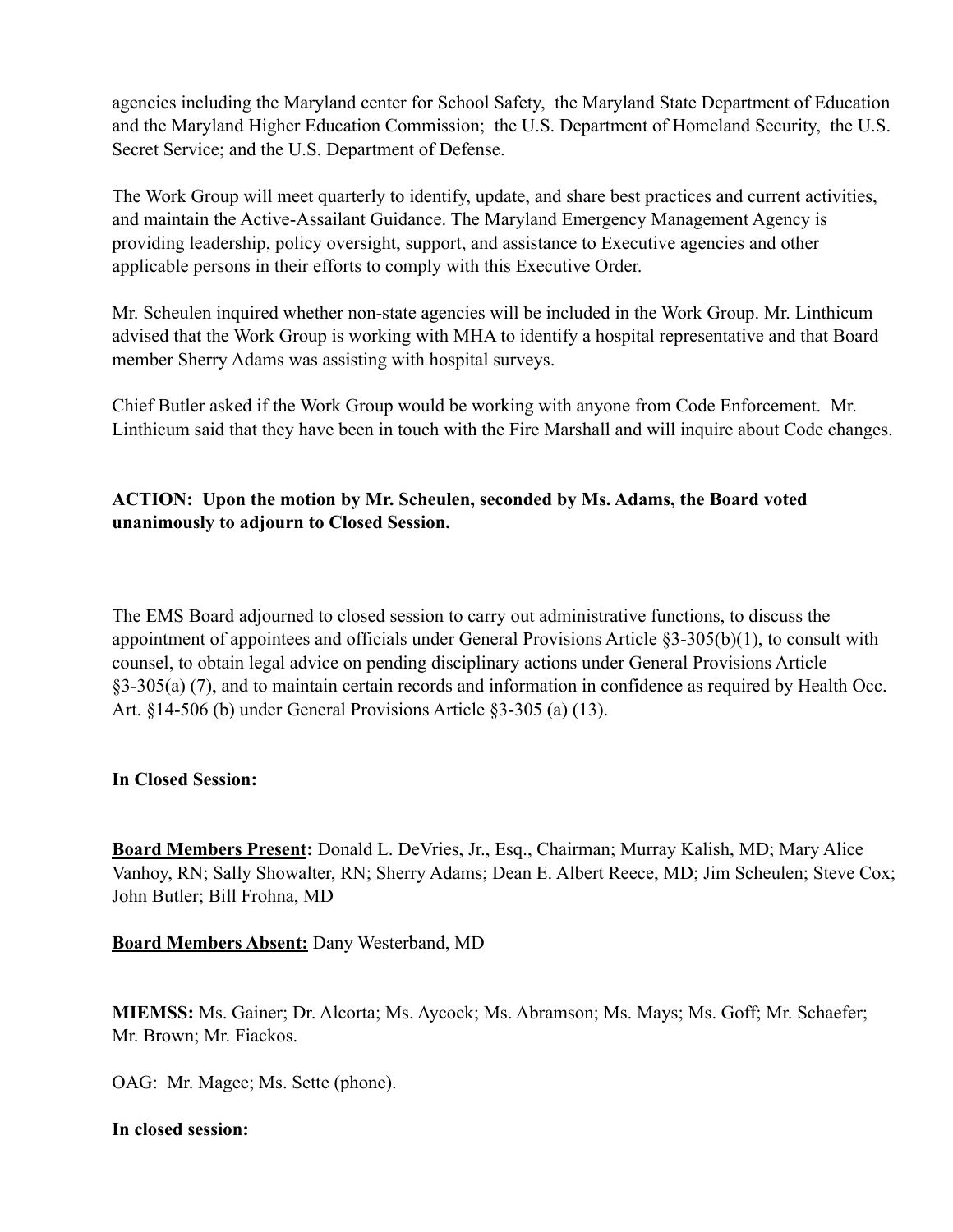agencies including the Maryland center for School Safety, the Maryland State Department of Education and the Maryland Higher Education Commission; the U.S. Department of Homeland Security, the U.S. Secret Service; and the U.S. Department of Defense.

The Work Group will meet quarterly to identify, update, and share best practices and current activities, and maintain the Active-Assailant Guidance. The Maryland Emergency Management Agency is providing leadership, policy oversight, support, and assistance to Executive agencies and other applicable persons in their efforts to comply with this Executive Order.

Mr. Scheulen inquired whether non-state agencies will be included in the Work Group. Mr. Linthicum advised that the Work Group is working with MHA to identify a hospital representative and that Board member Sherry Adams was assisting with hospital surveys.

Chief Butler asked if the Work Group would be working with anyone from Code Enforcement. Mr. Linthicum said that they have been in touch with the Fire Marshall and will inquire about Code changes.

**ACTION: Upon the motion by Mr. Scheulen, seconded by Ms. Adams, the Board voted unanimously to adjourn to Closed Session.**

The EMS Board adjourned to closed session to carry out administrative functions, to discuss the appointment of appointees and officials under General Provisions Article §3-305(b)(1), to consult with counsel, to obtain legal advice on pending disciplinary actions under General Provisions Article §3-305(a) (7), and to maintain certain records and information in confidence as required by Health Occ. Art. §14-506 (b) under General Provisions Article §3-305 (a) (13).

**In Closed Session:**

**Board Members Present:** Donald L. DeVries, Jr., Esq., Chairman; Murray Kalish, MD; Mary Alice Vanhoy, RN; Sally Showalter, RN; Sherry Adams; Dean E. Albert Reece, MD; Jim Scheulen; Steve Cox; John Butler; Bill Frohna, MD

**Board Members Absent:** Dany Westerband, MD

**MIEMSS:** Ms. Gainer; Dr. Alcorta; Ms. Aycock; Ms. Abramson; Ms. Mays; Ms. Goff; Mr. Schaefer; Mr. Brown; Mr. Fiackos.

OAG: Mr. Magee; Ms. Sette (phone).

**In closed session:**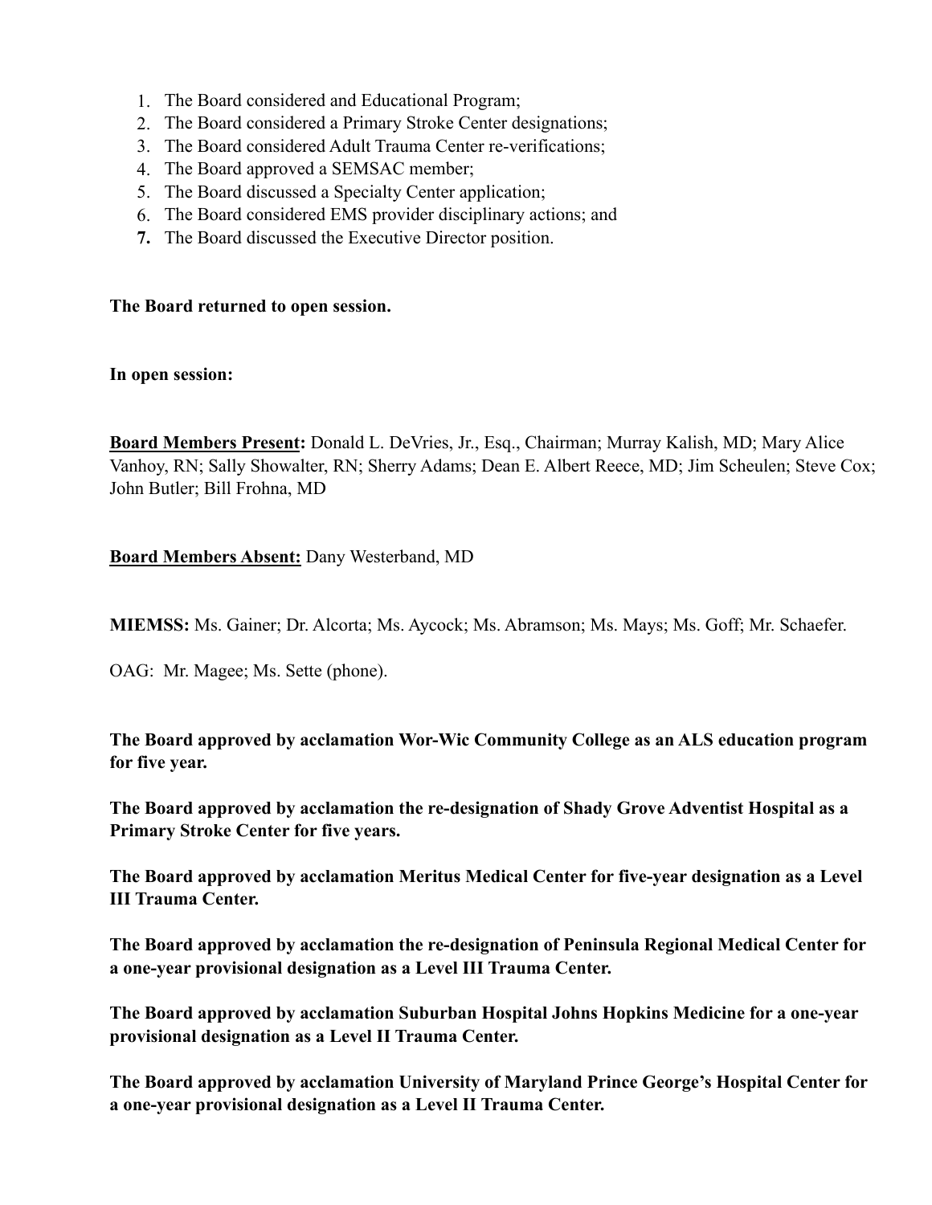1. The Board considered and Educational Program;
2. The Board considered a Primary Stroke Center designations;
3. The Board considered Adult Trauma Center re-verifications;
4. The Board approved a SEMSAC member;
5. The Board discussed a Specialty Center application;
6. The Board considered EMS provider disciplinary actions; and
7. The Board discussed the Executive Director position.

**The Board returned to open session.**

**In open session:**

**<u>Board Members Present</u>:** Donald L. DeVries, Jr., Esq., Chairman; Murray Kalish, MD; Mary Alice Vanhoy, RN; Sally Showalter, RN; Sherry Adams; Dean E. Albert Reece, MD; Jim Scheulen; Steve Cox; John Butler; Bill Frohna, MD

**<u>Board Members Absent:</u>** Dany Westerband, MD

**MIEMSS:** Ms. Gainer; Dr. Alcorta; Ms. Aycock; Ms. Abramson; Ms. Mays; Ms. Goff; Mr. Schaefer.

OAG: Mr. Magee; Ms. Sette (phone).

**The Board approved by acclamation Wor-Wic Community College as an ALS education program for five year.**

**The Board approved by acclamation the re-designation of Shady Grove Adventist Hospital as a Primary Stroke Center for five years.**

**The Board approved by acclamation Meritus Medical Center for five-year designation as a Level III Trauma Center.**

**The Board approved by acclamation the re-designation of Peninsula Regional Medical Center for a one-year provisional designation as a Level III Trauma Center.**

**The Board approved by acclamation Suburban Hospital Johns Hopkins Medicine for a one-year provisional designation as a Level II Trauma Center.**

**The Board approved by acclamation University of Maryland Prince George's Hospital Center for a one-year provisional designation as a Level II Trauma Center.**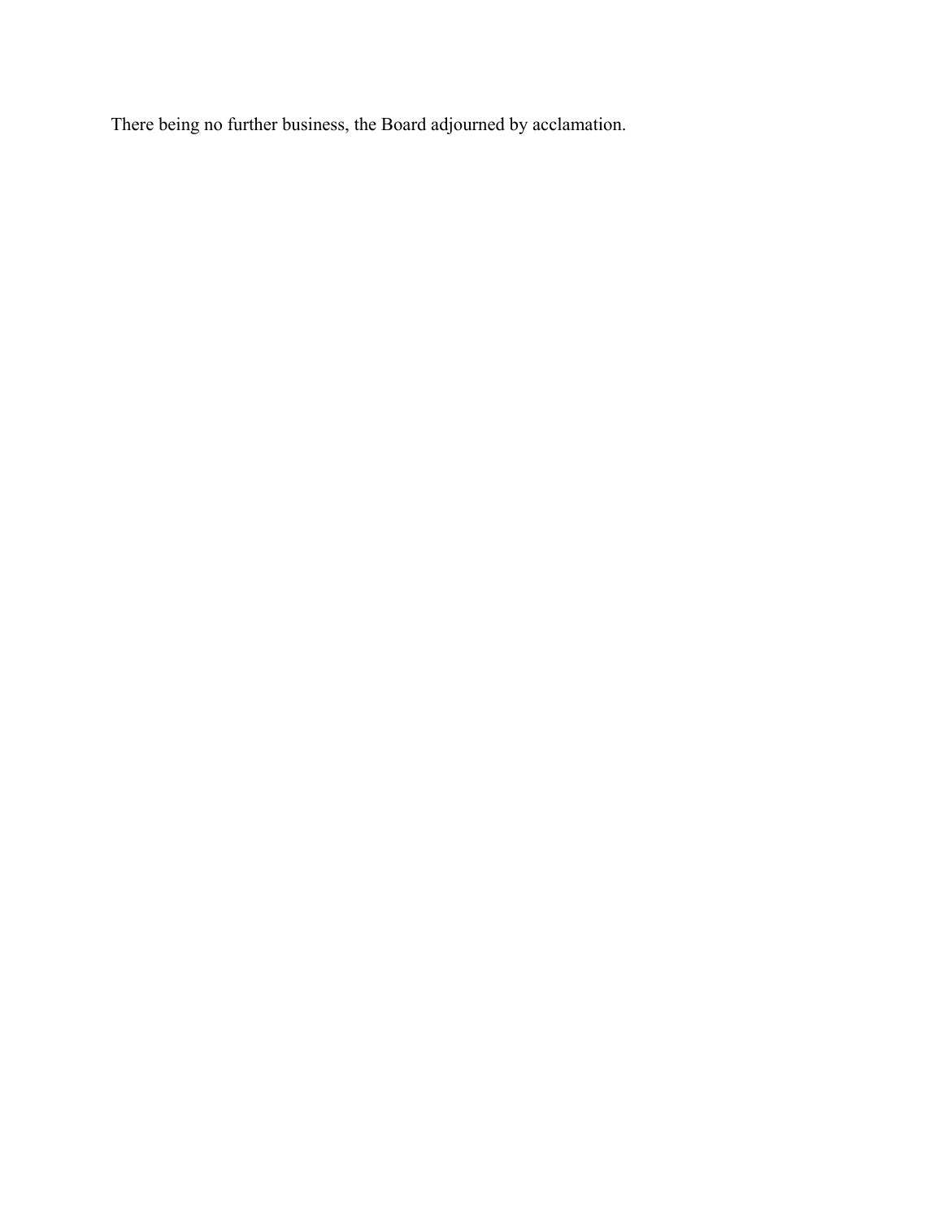There being no further business, the Board adjourned by acclamation.